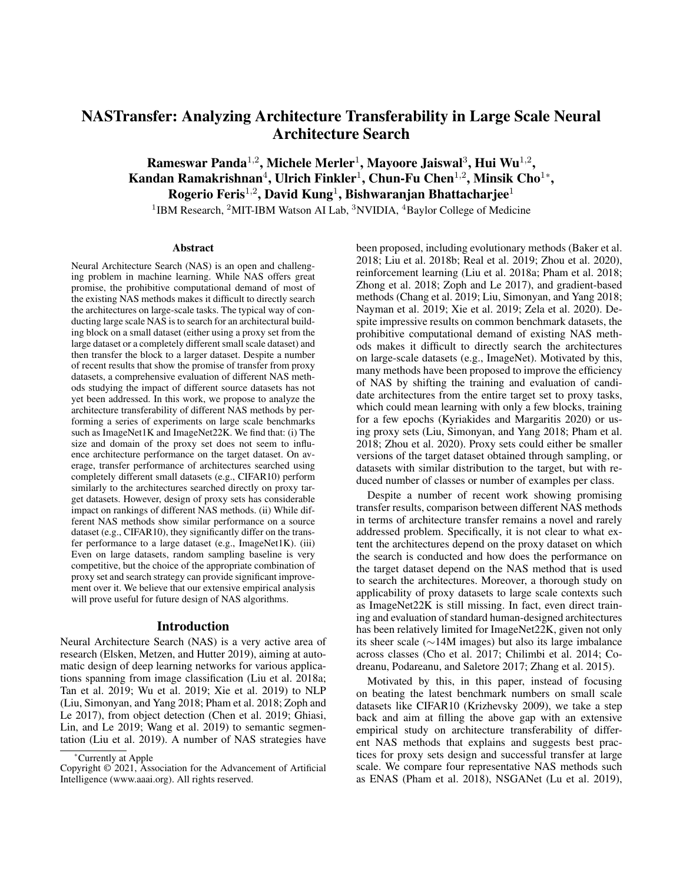# NASTransfer: Analyzing Architecture Transferability in Large Scale Neural Architecture Search

**Rameswar Panda[1,2], Michele Merler[1], Mayoore Jaiswal[3], Hui Wu[1,2], Kandan Ramakrishnan[4], Ulrich Finkler[1], Chun-Fu Chen[1,2], Minsik Cho[1*], Rogerio Feris[1,2], David Kung[1], Bishwaranjan Bhattacharjee[1]**

[1]IBM Research, [2]MIT-IBM Watson AI Lab, [3]NVIDIA, [4]Baylor College of Medicine

## Abstract

Neural Architecture Search (NAS) is an open and challenging problem in machine learning. While NAS offers great promise, the prohibitive computational demand of most of the existing NAS methods makes it difficult to directly search the architectures on large-scale tasks. The typical way of conducting large scale NAS is to search for an architectural building block on a small dataset (either using a proxy set from the large dataset or a completely different small scale dataset) and then transfer the block to a larger dataset. Despite a number of recent results that show the promise of transfer from proxy datasets, a comprehensive evaluation of different NAS methods studying the impact of different source datasets has not yet been addressed. In this work, we propose to analyze the architecture transferability of different NAS methods by performing a series of experiments on large scale benchmarks such as ImageNet1K and ImageNet22K. We find that: (i) The size and domain of the proxy set does not seem to influence architecture performance on the target dataset. On average, transfer performance of architectures searched using completely different small datasets (e.g., CIFAR10) perform similarly to the architectures searched directly on proxy target datasets. However, design of proxy sets has considerable impact on rankings of different NAS methods. (ii) While different NAS methods show similar performance on a source dataset (e.g., CIFAR10), they significantly differ on the transfer performance to a large dataset (e.g., ImageNet1K). (iii) Even on large datasets, random sampling baseline is very competitive, but the choice of the appropriate combination of proxy set and search strategy can provide significant improvement over it. We believe that our extensive empirical analysis will prove useful for future design of NAS algorithms.

## Introduction

Neural Architecture Search (NAS) is a very active area of research (Elsken, Metzen, and Hutter 2019), aiming at automatic design of deep learning networks for various applications spanning from image classification (Liu et al. 2018a; Tan et al. 2019; Wu et al. 2019; Xie et al. 2019) to NLP (Liu, Simonyan, and Yang 2018; Pham et al. 2018; Zoph and Le 2017), from object detection (Chen et al. 2019; Ghiasi, Lin, and Le 2019; Wang et al. 2019) to semantic segmentation (Liu et al. 2019). A number of NAS strategies have been proposed, including evolutionary methods (Baker et al. 2018; Liu et al. 2018b; Real et al. 2019; Zhou et al. 2020), reinforcement learning (Liu et al. 2018a; Pham et al. 2018; Zhong et al. 2018; Zoph and Le 2017), and gradient-based methods (Chang et al. 2019; Liu, Simonyan, and Yang 2018; Nayman et al. 2019; Xie et al. 2019; Zela et al. 2020). Despite impressive results on common benchmark datasets, the prohibitive computational demand of existing NAS methods makes it difficult to directly search the architectures on large-scale datasets (e.g., ImageNet). Motivated by this, many methods have been proposed to improve the efficiency of NAS by shifting the training and evaluation of candidate architectures from the entire target set to proxy tasks, which could mean learning with only a few blocks, training for a few epochs (Kyriakides and Margaritis 2020) or using proxy sets (Liu, Simonyan, and Yang 2018; Pham et al. 2018; Zhou et al. 2020). Proxy sets could either be smaller versions of the target dataset obtained through sampling, or datasets with similar distribution to the target, but with reduced number of classes or number of examples per class.

Despite a number of recent work showing promising transfer results, comparison between different NAS methods in terms of architecture transfer remains a novel and rarely addressed problem. Specifically, it is not clear to what extent the architectures depend on the proxy dataset on which the search is conducted and how does the performance on the target dataset depend on the NAS method that is used to search the architectures. Moreover, a thorough study on applicability of proxy datasets to large scale contexts such as ImageNet22K is still missing. In fact, even direct training and evaluation of standard human-designed architectures has been relatively limited for ImageNet22K, given not only its sheer scale ($\sim$14M images) but also its large imbalance across classes (Cho et al. 2017; Chilimbi et al. 2014; Codreanu, Podareanu, and Saletore 2017; Zhang et al. 2015).

Motivated by this, in this paper, instead of focusing on beating the latest benchmark numbers on small scale datasets like CIFAR10 (Krizhevsky 2009), we take a step back and aim at filling the above gap with an extensive empirical study on architecture transferability of different NAS methods that explains and suggests best practices for proxy sets design and successful transfer at large scale. We compare four representative NAS methods such as ENAS (Pham et al. 2018), NSGANet (Lu et al. 2019),

*Currently at Apple

Copyright © 2021, Association for the Advancement of Artificial Intelligence (www.aaai.org). All rights reserved.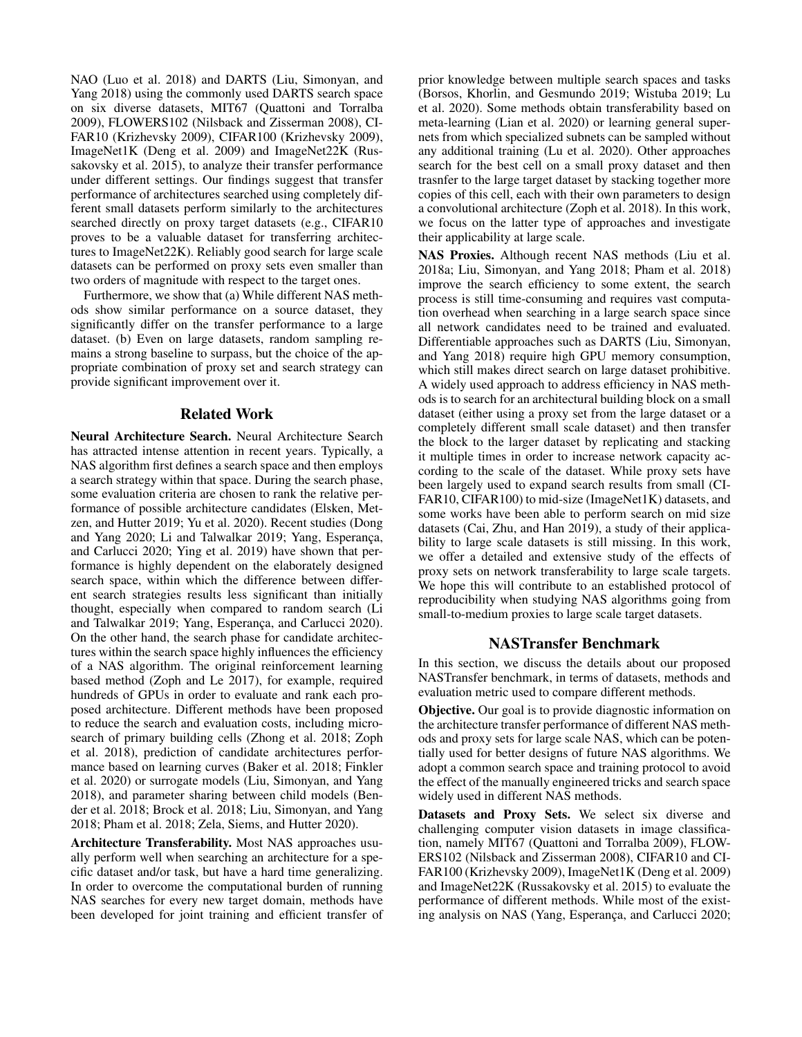NAO (Luo et al. 2018) and DARTS (Liu, Simonyan, and Yang 2018) using the commonly used DARTS search space on six diverse datasets, MIT67 (Quattoni and Torralba 2009), FLOWERS102 (Nilsback and Zisserman 2008), CIFAR10 (Krizhevsky 2009), CIFAR100 (Krizhevsky 2009), ImageNet1K (Deng et al. 2009) and ImageNet22K (Russakovsky et al. 2015), to analyze their transfer performance under different settings. Our findings suggest that transfer performance of architectures searched using completely different small datasets perform similarly to the architectures searched directly on proxy target datasets (e.g., CIFAR10 proves to be a valuable dataset for transferring architectures to ImageNet22K). Reliably good search for large scale datasets can be performed on proxy sets even smaller than two orders of magnitude with respect to the target ones.

Furthermore, we show that (a) While different NAS methods show similar performance on a source dataset, they significantly differ on the transfer performance to a large dataset. (b) Even on large datasets, random sampling remains a strong baseline to surpass, but the choice of the appropriate combination of proxy set and search strategy can provide significant improvement over it.

## Related Work

**Neural Architecture Search.** Neural Architecture Search has attracted intense attention in recent years. Typically, a NAS algorithm first defines a search space and then employs a search strategy within that space. During the search phase, some evaluation criteria are chosen to rank the relative performance of possible architecture candidates (Elsken, Metzen, and Hutter 2019; Yu et al. 2020). Recent studies (Dong and Yang 2020; Li and Talwalkar 2019; Yang, Esperança, and Carlucci 2020; Ying et al. 2019) have shown that performance is highly dependent on the elaborately designed search space, within which the difference between different search strategies results less significant than initially thought, especially when compared to random search (Li and Talwalkar 2019; Yang, Esperança, and Carlucci 2020). On the other hand, the search phase for candidate architectures within the search space highly influences the efficiency of a NAS algorithm. The original reinforcement learning based method (Zoph and Le 2017), for example, required hundreds of GPUs in order to evaluate and rank each proposed architecture. Different methods have been proposed to reduce the search and evaluation costs, including micro-search of primary building cells (Zhong et al. 2018; Zoph et al. 2018), prediction of candidate architectures performance based on learning curves (Baker et al. 2018; Finkler et al. 2020) or surrogate models (Liu, Simonyan, and Yang 2018), and parameter sharing between child models (Bender et al. 2018; Brock et al. 2018; Liu, Simonyan, and Yang 2018; Pham et al. 2018; Zela, Siems, and Hutter 2020).

**Architecture Transferability.** Most NAS approaches usually perform well when searching an architecture for a specific dataset and/or task, but have a hard time generalizing. In order to overcome the computational burden of running NAS searches for every new target domain, methods have been developed for joint training and efficient transfer of prior knowledge between multiple search spaces and tasks (Borsos, Khorlin, and Gesmundo 2019; Wistuba 2019; Lu et al. 2020). Some methods obtain transferability based on meta-learning (Lian et al. 2020) or learning general supernets from which specialized subnets can be sampled without any additional training (Lu et al. 2020). Other approaches search for the best cell on a small proxy dataset and then trasnfer to the large target dataset by stacking together more copies of this cell, each with their own parameters to design a convolutional architecture (Zoph et al. 2018). In this work, we focus on the latter type of approaches and investigate their applicability at large scale.

**NAS Proxies.** Although recent NAS methods (Liu et al. 2018a; Liu, Simonyan, and Yang 2018; Pham et al. 2018) improve the search efficiency to some extent, the search process is still time-consuming and requires vast computation overhead when searching in a large search space since all network candidates need to be trained and evaluated. Differentiable approaches such as DARTS (Liu, Simonyan, and Yang 2018) require high GPU memory consumption, which still makes direct search on large dataset prohibitive. A widely used approach to address efficiency in NAS methods is to search for an architectural building block on a small dataset (either using a proxy set from the large dataset or a completely different small scale dataset) and then transfer the block to the larger dataset by replicating and stacking it multiple times in order to increase network capacity according to the scale of the dataset. While proxy sets have been largely used to expand search results from small (CIFAR10, CIFAR100) to mid-size (ImageNet1K) datasets, and some works have been able to perform search on mid size datasets (Cai, Zhu, and Han 2019), a study of their applicability to large scale datasets is still missing. In this work, we offer a detailed and extensive study of the effects of proxy sets on network transferability to large scale targets. We hope this will contribute to an established protocol of reproducibility when studying NAS algorithms going from small-to-medium proxies to large scale target datasets.

## NASTransfer Benchmark

In this section, we discuss the details about our proposed NASTransfer benchmark, in terms of datasets, methods and evaluation metric used to compare different methods.

**Objective.** Our goal is to provide diagnostic information on the architecture transfer performance of different NAS methods and proxy sets for large scale NAS, which can be potentially used for better designs of future NAS algorithms. We adopt a common search space and training protocol to avoid the effect of the manually engineered tricks and search space widely used in different NAS methods.

**Datasets and Proxy Sets.** We select six diverse and challenging computer vision datasets in image classification, namely MIT67 (Quattoni and Torralba 2009), FLOWERS102 (Nilsback and Zisserman 2008), CIFAR10 and CIFAR100 (Krizhevsky 2009), ImageNet1K (Deng et al. 2009) and ImageNet22K (Russakovsky et al. 2015) to evaluate the performance of different methods. While most of the existing analysis on NAS (Yang, Esperança, and Carlucci 2020;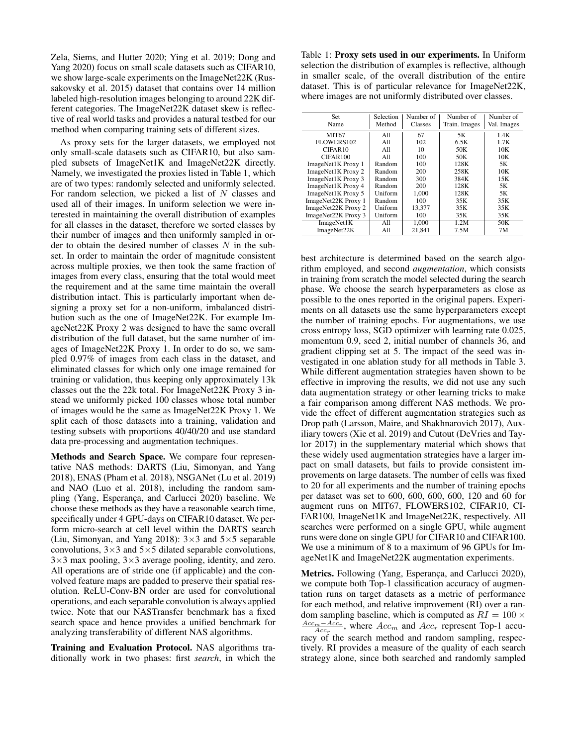Zela, Siems, and Hutter 2020; Ying et al. 2019; Dong and Yang 2020) focus on small scale datasets such as CIFAR10, we show large-scale experiments on the ImageNet22K (Russakovsky et al. 2015) dataset that contains over 14 million labeled high-resolution images belonging to around 22K different categories. The ImageNet22K dataset skew is reflective of real world tasks and provides a natural testbed for our method when comparing training sets of different sizes.

As proxy sets for the larger datasets, we employed not only small-scale datasets such as CIFAR10, but also sampled subsets of ImageNet1K and ImageNet22K directly. Namely, we investigated the proxies listed in Table 1, which are of two types: randomly selected and uniformly selected. For random selection, we picked a list of $N$ classes and used all of their images. In uniform selection we were interested in maintaining the overall distribution of examples for all classes in the dataset, therefore we sorted classes by their number of images and then uniformly sampled in order to obtain the desired number of classes $N$ in the subset. In order to maintain the order of magnitude consistent across multiple proxies, we then took the same fraction of images from every class, ensuring that the total would meet the requirement and at the same time maintain the overall distribution intact. This is particularly important when designing a proxy set for a non-uniform, imbalanced distribution such as the one of ImageNet22K. For example ImageNet22K Proxy 2 was designed to have the same overall distribution of the full dataset, but the same number of images of ImageNet22K Proxy 1. In order to do so, we sampled 0.97% of images from each class in the dataset, and eliminated classes for which only one image remained for training or validation, thus keeping only approximately 13k classes out the the 22k total. For ImageNet22K Proxy 3 instead we uniformly picked 100 classes whose total number of images would be the same as ImageNet22K Proxy 1. We split each of those datasets into a training, validation and testing subsets with proportions 40/40/20 and use standard data pre-processing and augmentation techniques.

**Methods and Search Space.** We compare four representative NAS methods: DARTS (Liu, Simonyan, and Yang 2018), ENAS (Pham et al. 2018), NSGANet (Lu et al. 2019) and NAO (Luo et al. 2018), including the random sampling (Yang, Esperança, and Carlucci 2020) baseline. We choose these methods as they have a reasonable search time, specifically under 4 GPU-days on CIFAR10 dataset. We perform micro-search at cell level within the DARTS search (Liu, Simonyan, and Yang 2018): 3×3 and 5×5 separable convolutions, 3×3 and 5×5 dilated separable convolutions, 3×3 max pooling, 3×3 average pooling, identity, and zero. All operations are of stride one (if applicable) and the convolved feature maps are padded to preserve their spatial resolution. ReLU-Conv-BN order are used for convolutional operations, and each separable convolution is always applied twice. Note that our NASTransfer benchmark has a fixed search space and hence provides a unified benchmark for analyzing transferability of different NAS algorithms.

**Training and Evaluation Protocol.** NAS algorithms traditionally work in two phases: first *search*, in which the best architecture is determined based on the search algorithm employed, and second *augmentation*, which consists in training from scratch the model selected during the search phase. We choose the search hyperparameters as close as possible to the ones reported in the original papers. Experiments on all datasets use the same hyperparameters except the number of training epochs. For augmentations, we use cross entropy loss, SGD optimizer with learning rate 0.025, momentum 0.9, seed 2, initial number of channels 36, and gradient clipping set at 5. The impact of the seed was investigated in one ablation study for all methods in Table 3. While different augmentation strategies haven shown to be effective in improving the results, we did not use any such data augmentation strategy or other learning tricks to make a fair comparison among different NAS methods. We provide the effect of different augmentation strategies such as Drop path (Larsson, Maire, and Shakhnarovich 2017), Auxiliary towers (Xie et al. 2019) and Cutout (DeVries and Taylor 2017) in the supplementary material which shows that these widely used augmentation strategies have a larger impact on small datasets, but fails to provide consistent improvements on large datasets. The number of cells was fixed to 20 for all experiments and the number of training epochs per dataset was set to 600, 600, 600, 600, 120 and 60 for augment runs on MIT67, FLOWERS102, CIFAR10, CIFAR100, ImageNet1K and ImageNet22K, respectively. All searches were performed on a single GPU, while augment runs were done on single GPU for CIFAR10 and CIFAR100. We use a minimum of 8 to a maximum of 96 GPUs for ImageNet1K and ImageNet22K augmentation experiments.

**Metrics.** Following (Yang, Esperança, and Carlucci 2020), we compute both Top-1 classification accuracy of augmentation runs on target datasets as a metric of performance for each method, and relative improvement (RI) over a random sampling baseline, which is computed as $RI = 100 \times \frac{Acc_m - Acc_r}{Acc_r}$, where $Acc_m$ and $Acc_r$ represent Top-1 accuracy of the search method and random sampling, respectively. RI provides a measure of the quality of each search strategy alone, since both searched and randomly sampled

Table 1: **Proxy sets used in our experiments.** In Uniform selection the distribution of examples is reflective, although in smaller scale, of the overall distribution of the entire dataset. This is of particular relevance for ImageNet22K, where images are not uniformly distributed over classes.

| Set Name | Selection Method | Number of Classes | Number of Train. Images | Number of Val. Images |
|---|---|---|---|---|
| MIT67 | All | 67 | 5K | 1.4K |
| FLOWERS102 | All | 102 | 6.5K | 1.7K |
| CIFAR10 | All | 10 | 50K | 10K |
| CIFAR100 | All | 100 | 50K | 10K |
| ImageNet1K Proxy 1 | Random | 100 | 128K | 5K |
| ImageNet1K Proxy 2 | Random | 200 | 258K | 10K |
| ImageNet1K Proxy 3 | Random | 300 | 384K | 15K |
| ImageNet1K Proxy 4 | Random | 200 | 128K | 5K |
| ImageNet1K Proxy 5 | Uniform | 1,000 | 128K | 5K |
| ImageNet22K Proxy 1 | Random | 100 | 35K | 35K |
| ImageNet22K Proxy 2 | Uniform | 13,377 | 35K | 35K |
| ImageNet22K Proxy 3 | Uniform | 100 | 35K | 35K |
| ImageNet1K | All | 1,000 | 1.2M | 50K |
| ImageNet22K | All | 21,841 | 7.5M | 7M |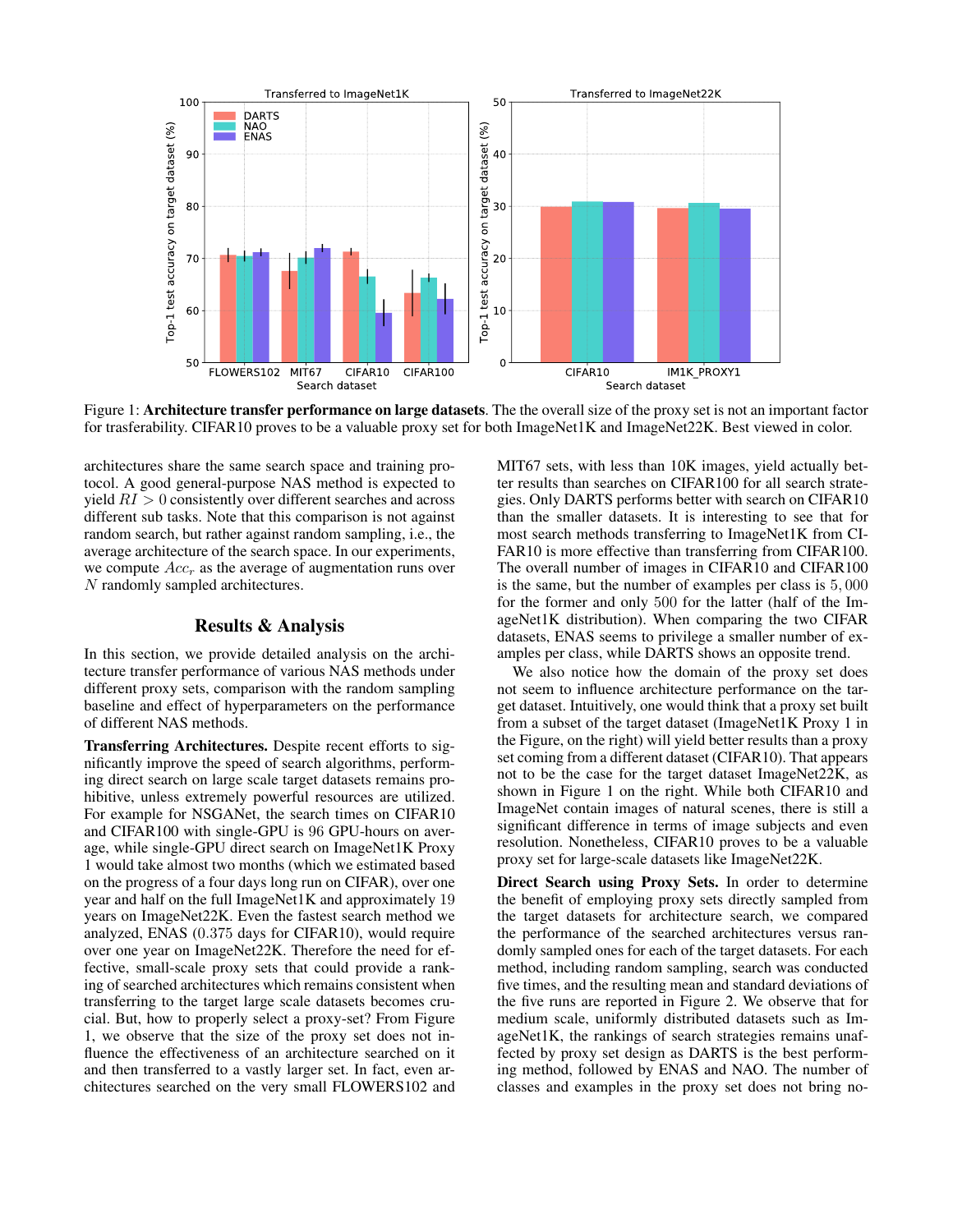Figure 1: **Architecture transfer performance on large datasets**. The the overall size of the proxy set is not an important factor for trasferability. CIFAR10 proves to be a valuable proxy set for both ImageNet1K and ImageNet22K. Best viewed in color.

architectures share the same search space and training protocol. A good general-purpose NAS method is expected to yield $RI > 0$ consistently over different searches and across different sub tasks. Note that this comparison is not against random search, but rather against random sampling, i.e., the average architecture of the search space. In our experiments, we compute $Acc_r$ as the average of augmentation runs over $N$ randomly sampled architectures.

## Results & Analysis

In this section, we provide detailed analysis on the architecture transfer performance of various NAS methods under different proxy sets, comparison with the random sampling baseline and effect of hyperparameters on the performance of different NAS methods.

**Transferring Architectures.** Despite recent efforts to significantly improve the speed of search algorithms, performing direct search on large scale target datasets remains prohibitive, unless extremely powerful resources are utilized. For example for NSGANet, the search times on CIFAR10 and CIFAR100 with single-GPU is 96 GPU-hours on average, while single-GPU direct search on ImageNet1K Proxy 1 would take almost two months (which we estimated based on the progress of a four days long run on CIFAR), over one year and half on the full ImageNet1K and approximately 19 years on ImageNet22K. Even the fastest search method we analyzed, ENAS (0.375 days for CIFAR10), would require over one year on ImageNet22K. Therefore the need for effective, small-scale proxy sets that could provide a ranking of searched architectures which remains consistent when transferring to the target large scale datasets becomes crucial. But, how to properly select a proxy-set? From Figure 1, we observe that the size of the proxy set does not influence the effectiveness of an architecture searched on it and then transferred to a vastly larger set. In fact, even architectures searched on the very small FLOWERS102 and MIT67 sets, with less than 10K images, yield actually better results than searches on CIFAR100 for all search strategies. Only DARTS performs better with search on CIFAR10 than the smaller datasets. It is interesting to see that for most search methods transferring to ImageNet1K from CIFAR10 is more effective than transferring from CIFAR100. The overall number of images in CIFAR10 and CIFAR100 is the same, but the number of examples per class is $5,000$ for the former and only $500$ for the latter (half of the ImageNet1K distribution). When comparing the two CIFAR datasets, ENAS seems to privilege a smaller number of examples per class, while DARTS shows an opposite trend.

We also notice how the domain of the proxy set does not seem to influence architecture performance on the target dataset. Intuitively, one would think that a proxy set built from a subset of the target dataset (ImageNet1K Proxy 1 in the Figure, on the right) will yield better results than a proxy set coming from a different dataset (CIFAR10). That appears not to be the case for the target dataset ImageNet22K, as shown in Figure 1 on the right. While both CIFAR10 and ImageNet contain images of natural scenes, there is still a significant difference in terms of image subjects and even resolution. Nonetheless, CIFAR10 proves to be a valuable proxy set for large-scale datasets like ImageNet22K.

**Direct Search using Proxy Sets.** In order to determine the benefit of employing proxy sets directly sampled from the target datasets for architecture search, we compared the performance of the searched architectures versus randomly sampled ones for each of the target datasets. For each method, including random sampling, search was conducted five times, and the resulting mean and standard deviations of the five runs are reported in Figure 2. We observe that for medium scale, uniformly distributed datasets such as ImageNet1K, the rankings of search strategies remains unaffected by proxy set design as DARTS is the best performing method, followed by ENAS and NAO. The number of classes and examples in the proxy set does not bring no-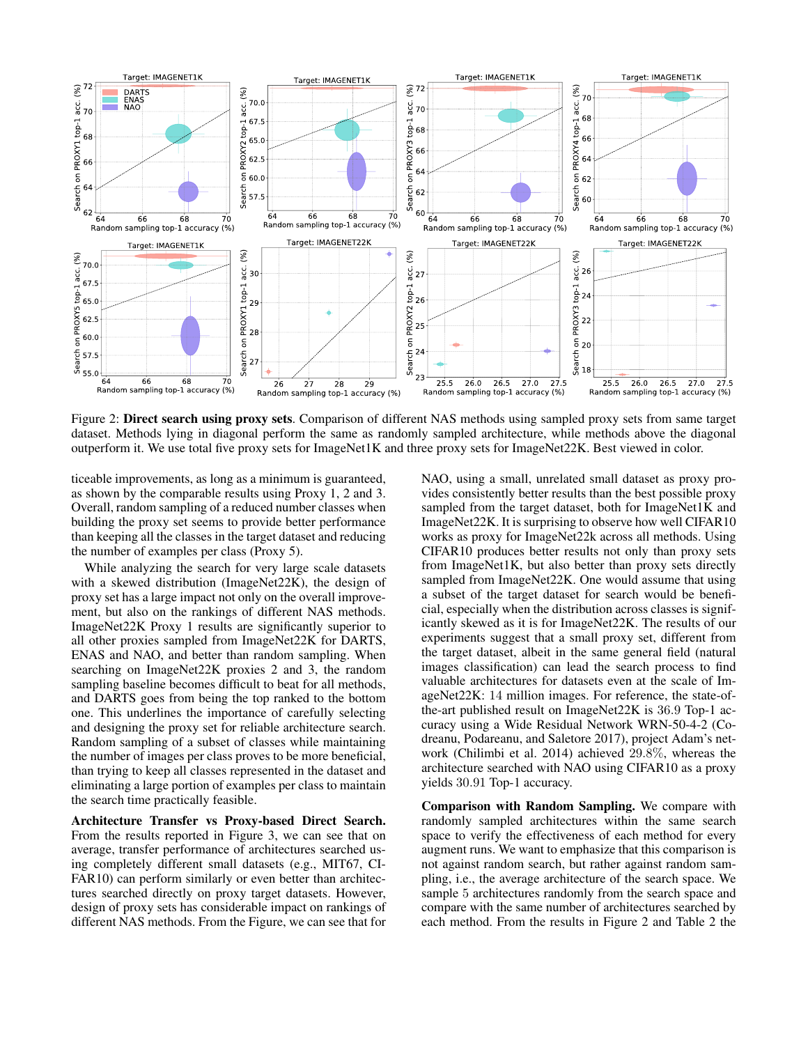Figure 2: **Direct search using proxy sets**. Comparison of different NAS methods using sampled proxy sets from same target dataset. Methods lying in diagonal perform the same as randomly sampled architecture, while methods above the diagonal outperform it. We use total five proxy sets for ImageNet1K and three proxy sets for ImageNet22K. Best viewed in color.

ticeable improvements, as long as a minimum is guaranteed, as shown by the comparable results using Proxy 1, 2 and 3. Overall, random sampling of a reduced number classes when building the proxy set seems to provide better performance than keeping all the classes in the target dataset and reducing the number of examples per class (Proxy 5).

While analyzing the search for very large scale datasets with a skewed distribution (ImageNet22K), the design of proxy set has a large impact not only on the overall improvement, but also on the rankings of different NAS methods. ImageNet22K Proxy 1 results are significantly superior to all other proxies sampled from ImageNet22K for DARTS, ENAS and NAO, and better than random sampling. When searching on ImageNet22K proxies 2 and 3, the random sampling baseline becomes difficult to beat for all methods, and DARTS goes from being the top ranked to the bottom one. This underlines the importance of carefully selecting and designing the proxy set for reliable architecture search. Random sampling of a subset of classes while maintaining the number of images per class proves to be more beneficial, than trying to keep all classes represented in the dataset and eliminating a large portion of examples per class to maintain the search time practically feasible.

**Architecture Transfer vs Proxy-based Direct Search.** From the results reported in Figure 3, we can see that on average, transfer performance of architectures searched using completely different small datasets (e.g., MIT67, CIFAR10) can perform similarly or even better than architectures searched directly on proxy target datasets. However, design of proxy sets has considerable impact on rankings of different NAS methods. From the Figure, we can see that for NAO, using a small, unrelated small dataset as proxy provides consistently better results than the best possible proxy sampled from the target dataset, both for ImageNet1K and ImageNet22K. It is surprising to observe how well CIFAR10 works as proxy for ImageNet22k across all methods. Using CIFAR10 produces better results not only than proxy sets from ImageNet1K, but also better than proxy sets directly sampled from ImageNet22K. One would assume that using a subset of the target dataset for search would be beneficial, especially when the distribution across classes is significantly skewed as it is for ImageNet22K. The results of our experiments suggest that a small proxy set, different from the target dataset, albeit in the same general field (natural images classification) can lead the search process to find valuable architectures for datasets even at the scale of ImageNet22K: $14$ million images. For reference, the state-of-the-art published result on ImageNet22K is 36.9 Top-1 accuracy using a Wide Residual Network WRN-50-4-2 (Codreanu, Podareanu, and Saletore 2017), project Adam's network (Chilimbi et al. 2014) achieved $29.8\%$, whereas the architecture searched with NAO using CIFAR10 as a proxy yields 30.91 Top-1 accuracy.

**Comparison with Random Sampling.** We compare with randomly sampled architectures within the same search space to verify the effectiveness of each method for every augment runs. We want to emphasize that this comparison is not against random search, but rather against random sampling, i.e., the average architecture of the search space. We sample 5 architectures randomly from the search space and compare with the same number of architectures searched by each method. From the results in Figure 2 and Table 2 the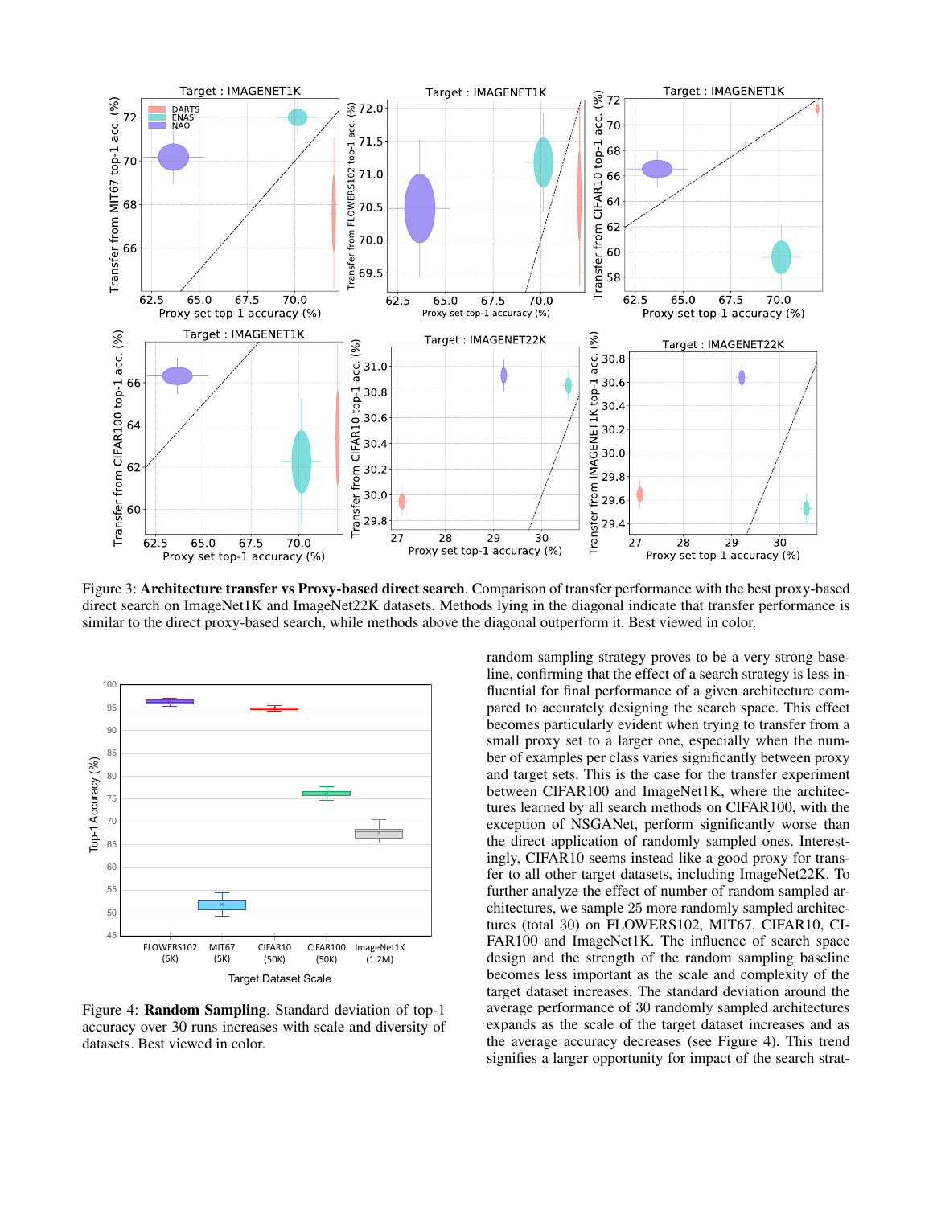Figure 3: **Architecture transfer vs Proxy-based direct search**. Comparison of transfer performance with the best proxy-based direct search on ImageNet1K and ImageNet22K datasets. Methods lying in the diagonal indicate that transfer performance is similar to the direct proxy-based search, while methods above the diagonal outperform it. Best viewed in color.

Figure 4: **Random Sampling**. Standard deviation of top-1 accuracy over 30 runs increases with scale and diversity of datasets. Best viewed in color.

random sampling strategy proves to be a very strong baseline, confirming that the effect of a search strategy is less influential for final performance of a given architecture compared to accurately designing the search space. This effect becomes particularly evident when trying to transfer from a small proxy set to a larger one, especially when the number of examples per class varies significantly between proxy and target sets. This is the case for the transfer experiment between CIFAR100 and ImageNet1K, where the architectures learned by all search methods on CIFAR100, with the exception of NSGANet, perform significantly worse than the direct application of randomly sampled ones. Interestingly, CIFAR10 seems instead like a good proxy for transfer to all other target datasets, including ImageNet22K. To further analyze the effect of number of random sampled architectures, we sample 25 more randomly sampled architectures (total 30) on FLOWERS102, MIT67, CIFAR10, CIFAR100 and ImageNet1K. The influence of search space design and the strength of the random sampling baseline becomes less important as the scale and complexity of the target dataset increases. The standard deviation around the average performance of 30 randomly sampled architectures expands as the scale of the target dataset increases and as the average accuracy decreases (see Figure 4). This trend signifies a larger opportunity for impact of the search strat-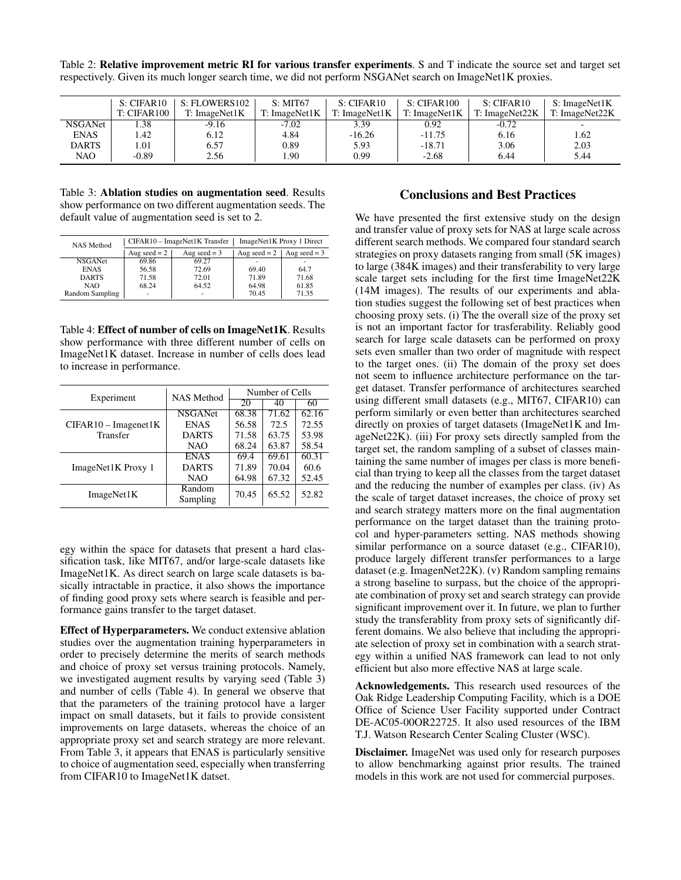Table 2: **Relative improvement metric RI for various transfer experiments**. S and T indicate the source set and target set respectively. Given its much longer search time, we did not perform NSGANet search on ImageNet1K proxies.

| | S: CIFAR10 T: CIFAR100 | S: FLOWERS102 T: ImageNet1K | S: MIT67 T: ImageNet1K | S: CIFAR10 T: ImageNet1K | S: CIFAR100 T: ImageNet1K | S: CIFAR10 T: ImageNet22K | S: ImageNet1K T: ImageNet22K |
|---|---|---|---|---|---|---|---|
| NSGANet | 1.38 | -9.16 | -7.02 | 3.39 | 0.92 | -0.72 | - |
| ENAS | 1.42 | 6.12 | 4.84 | -16.26 | -11.75 | 6.16 | 1.62 |
| DARTS | 1.01 | 6.57 | 0.89 | 5.93 | -18.71 | 3.06 | 2.03 |
| NAO | -0.89 | 2.56 | 1.90 | 0.99 | -2.68 | 6.44 | 5.44 |

Table 3: **Ablation studies on augmentation seed**. Results show performance on two different augmentation seeds. The default value of augmentation seed is set to 2.

| NAS Method | CIFAR10 – ImageNet1K Transfer | | ImageNet1K Proxy 1 Direct | |
|---|---|---|---|---|
| | Aug seed = 2 | Aug seed = 3 | Aug seed = 2 | Aug seed = 3 |
| NSGANet | 69.86 | 69.27 | - | - |
| ENAS | 56.58 | 72.69 | 69.40 | 64.7 |
| DARTS | 71.58 | 72.01 | 71.89 | 71.68 |
| NAO | 68.24 | 64.52 | 64.98 | 61.85 |
| Random Sampling | - | - | 70.45 | 71.35 |

Table 4: **Effect of number of cells on ImageNet1K**. Results show performance with three different number of cells on ImageNet1K dataset. Increase in number of cells does lead to increase in performance.

| Experiment | NAS Method | Number of Cells | | |
|---|---|---|---|---|
| | | 20 | 40 | 60 |
| CIFAR10 – Imagenet1K Transfer | NSGANet | 68.38 | 71.62 | 62.16 |
| | ENAS | 56.58 | 72.5 | 72.55 |
| | DARTS | 71.58 | 63.75 | 53.98 |
| | NAO | 68.24 | 63.87 | 58.54 |
| ImageNet1K Proxy 1 | ENAS | 69.4 | 69.61 | 60.31 |
| | DARTS | 71.89 | 70.04 | 60.6 |
| | NAO | 64.98 | 67.32 | 52.45 |
| ImageNet1K | Random Sampling | 70.45 | 65.52 | 52.82 |

egy within the space for datasets that present a hard classification task, like MIT67, and/or large-scale datasets like ImageNet1K. As direct search on large scale datasets is basically intractable in practice, it also shows the importance of finding good proxy sets where search is feasible and performance gains transfer to the target dataset.

**Effect of Hyperparameters.** We conduct extensive ablation studies over the augmentation training hyperparameters in order to precisely determine the merits of search methods and choice of proxy set versus training protocols. Namely, we investigated augment results by varying seed (Table 3) and number of cells (Table 4). In general we observe that that the parameters of the training protocol have a larger impact on small datasets, but it fails to provide consistent improvements on large datasets, whereas the choice of an appropriate proxy set and search strategy are more relevant. From Table 3, it appears that ENAS is particularly sensitive to choice of augmentation seed, especially when transferring from CIFAR10 to ImageNet1K datset.

## Conclusions and Best Practices

We have presented the first extensive study on the design and transfer value of proxy sets for NAS at large scale across different search methods. We compared four standard search strategies on proxy datasets ranging from small (5K images) to large (384K images) and their transferability to very large scale target sets including for the first time ImageNet22K (14M images). The results of our experiments and ablation studies suggest the following set of best practices when choosing proxy sets. (i) The the overall size of the proxy set is not an important factor for trasferability. Reliably good search for large scale datasets can be performed on proxy sets even smaller than two order of magnitude with respect to the target ones. (ii) The domain of the proxy set does not seem to influence architecture performance on the target dataset. Transfer performance of architectures searched using different small datasets (e.g., MIT67, CIFAR10) can perform similarly or even better than architectures searched directly on proxies of target datasets (ImageNet1K and ImageNet22K). (iii) For proxy sets directly sampled from the target set, the random sampling of a subset of classes maintaining the same number of images per class is more beneficial than trying to keep all the classes from the target dataset and the reducing the number of examples per class. (iv) As the scale of target dataset increases, the choice of proxy set and search strategy matters more on the final augmentation performance on the target dataset than the training protocol and hyper-parameters setting. NAS methods showing similar performance on a source dataset (e.g., CIFAR10), produce largely different transfer performances to a large dataset (e.g. ImagenNet22K). (v) Random sampling remains a strong baseline to surpass, but the choice of the appropriate combination of proxy set and search strategy can provide significant improvement over it. In future, we plan to further study the transferablity from proxy sets of significantly different domains. We also believe that including the appropriate selection of proxy set in combination with a search strategy within a unified NAS framework can lead to not only efficient but also more effective NAS at large scale.

**Acknowledgements.** This research used resources of the Oak Ridge Leadership Computing Facility, which is a DOE Office of Science User Facility supported under Contract DE-AC05-00OR22725. It also used resources of the IBM T.J. Watson Research Center Scaling Cluster (WSC).

**Disclaimer.** ImageNet was used only for research purposes to allow benchmarking against prior results. The trained models in this work are not used for commercial purposes.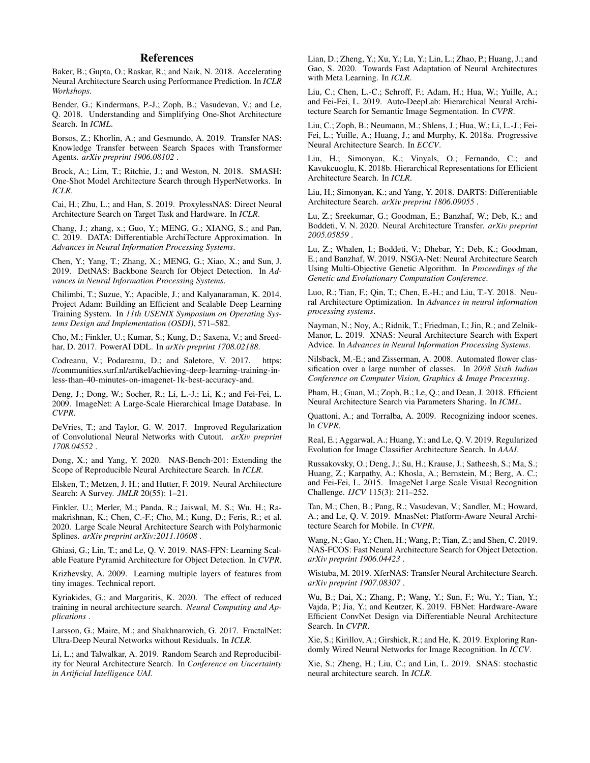## References

Baker, B.; Gupta, O.; Raskar, R.; and Naik, N. 2018. Accelerating Neural Architecture Search using Performance Prediction. In *ICLR Workshops*.

Bender, G.; Kindermans, P.-J.; Zoph, B.; Vasudevan, V.; and Le, Q. 2018. Understanding and Simplifying One-Shot Architecture Search. In *ICML*.

Borsos, Z.; Khorlin, A.; and Gesmundo, A. 2019. Transfer NAS: Knowledge Transfer between Search Spaces with Transformer Agents. *arXiv preprint 1906.08102* .

Brock, A.; Lim, T.; Ritchie, J.; and Weston, N. 2018. SMASH: One-Shot Model Architecture Search through HyperNetworks. In *ICLR*.

Cai, H.; Zhu, L.; and Han, S. 2019. ProxylessNAS: Direct Neural Architecture Search on Target Task and Hardware. In *ICLR*.

Chang, J.; zhang, x.; Guo, Y.; MENG, G.; XIANG, S.; and Pan, C. 2019. DATA: Differentiable ArchiTecture Approximation. In *Advances in Neural Information Processing Systems*.

Chen, Y.; Yang, T.; Zhang, X.; MENG, G.; Xiao, X.; and Sun, J. 2019. DetNAS: Backbone Search for Object Detection. In *Advances in Neural Information Processing Systems*.

Chilimbi, T.; Suzue, Y.; Apacible, J.; and Kalyanaraman, K. 2014. Project Adam: Building an Efficient and Scalable Deep Learning Training System. In *11th USENIX Symposium on Operating Systems Design and Implementation (OSDI)*, 571–582.

Cho, M.; Finkler, U.; Kumar, S.; Kung, D.; Saxena, V.; and Sreedhar, D. 2017. PowerAI DDL. In *arXiv preprint 1708.02188*.

Codreanu, V.; Podareanu, D.; and Saletore, V. 2017. https://communities.surf.nl/artikel/achieving-deep-learning-training-in-less-than-40-minutes-on-imagenet-1k-best-accuracy-and.

Deng, J.; Dong, W.; Socher, R.; Li, L.-J.; Li, K.; and Fei-Fei, L. 2009. ImageNet: A Large-Scale Hierarchical Image Database. In *CVPR*.

DeVries, T.; and Taylor, G. W. 2017. Improved Regularization of Convolutional Neural Networks with Cutout. *arXiv preprint 1708.04552* .

Dong, X.; and Yang, Y. 2020. NAS-Bench-201: Extending the Scope of Reproducible Neural Architecture Search. In *ICLR*.

Elsken, T.; Metzen, J. H.; and Hutter, F. 2019. Neural Architecture Search: A Survey. *JMLR* 20(55): 1–21.

Finkler, U.; Merler, M.; Panda, R.; Jaiswal, M. S.; Wu, H.; Ramakrishnan, K.; Chen, C.-F.; Cho, M.; Kung, D.; Feris, R.; et al. 2020. Large Scale Neural Architecture Search with Polyharmonic Splines. *arXiv preprint arXiv:2011.10608* .

Ghiasi, G.; Lin, T.; and Le, Q. V. 2019. NAS-FPN: Learning Scalable Feature Pyramid Architecture for Object Detection. In *CVPR*.

Krizhevsky, A. 2009. Learning multiple layers of features from tiny images. Technical report.

Kyriakides, G.; and Margaritis, K. 2020. The effect of reduced training in neural architecture search. *Neural Computing and Applications* .

Larsson, G.; Maire, M.; and Shakhnarovich, G. 2017. FractalNet: Ultra-Deep Neural Networks without Residuals. In *ICLR*.

Li, L.; and Talwalkar, A. 2019. Random Search and Reproducibility for Neural Architecture Search. In *Conference on Uncertainty in Artificial Intelligence UAI*.

Lian, D.; Zheng, Y.; Xu, Y.; Lu, Y.; Lin, L.; Zhao, P.; Huang, J.; and Gao, S. 2020. Towards Fast Adaptation of Neural Architectures with Meta Learning. In *ICLR*.

Liu, C.; Chen, L.-C.; Schroff, F.; Adam, H.; Hua, W.; Yuille, A.; and Fei-Fei, L. 2019. Auto-DeepLab: Hierarchical Neural Architecture Search for Semantic Image Segmentation. In *CVPR*.

Liu, C.; Zoph, B.; Neumann, M.; Shlens, J.; Hua, W.; Li, L.-J.; Fei-Fei, L.; Yuille, A.; Huang, J.; and Murphy, K. 2018a. Progressive Neural Architecture Search. In *ECCV*.

Liu, H.; Simonyan, K.; Vinyals, O.; Fernando, C.; and Kavukcuoglu, K. 2018b. Hierarchical Representations for Efficient Architecture Search. In *ICLR*.

Liu, H.; Simonyan, K.; and Yang, Y. 2018. DARTS: Differentiable Architecture Search. *arXiv preprint 1806.09055* .

Lu, Z.; Sreekumar, G.; Goodman, E.; Banzhaf, W.; Deb, K.; and Boddeti, V. N. 2020. Neural Architecture Transfer. *arXiv preprint 2005.05859* .

Lu, Z.; Whalen, I.; Boddeti, V.; Dhebar, Y.; Deb, K.; Goodman, E.; and Banzhaf, W. 2019. NSGA-Net: Neural Architecture Search Using Multi-Objective Genetic Algorithm. In *Proceedings of the Genetic and Evolutionary Computation Conference*.

Luo, R.; Tian, F.; Qin, T.; Chen, E.-H.; and Liu, T.-Y. 2018. Neural Architecture Optimization. In *Advances in neural information processing systems*.

Nayman, N.; Noy, A.; Ridnik, T.; Friedman, I.; Jin, R.; and Zelnik-Manor, L. 2019. XNAS: Neural Architecture Search with Expert Advice. In *Advances in Neural Information Processing Systems*.

Nilsback, M.-E.; and Zisserman, A. 2008. Automated flower classification over a large number of classes. In *2008 Sixth Indian Conference on Computer Vision, Graphics & Image Processing*.

Pham, H.; Guan, M.; Zoph, B.; Le, Q.; and Dean, J. 2018. Efficient Neural Architecture Search via Parameters Sharing. In *ICML*.

Quattoni, A.; and Torralba, A. 2009. Recognizing indoor scenes. In *CVPR*.

Real, E.; Aggarwal, A.; Huang, Y.; and Le, Q. V. 2019. Regularized Evolution for Image Classifier Architecture Search. In *AAAI*.

Russakovsky, O.; Deng, J.; Su, H.; Krause, J.; Satheesh, S.; Ma, S.; Huang, Z.; Karpathy, A.; Khosla, A.; Bernstein, M.; Berg, A. C.; and Fei-Fei, L. 2015. ImageNet Large Scale Visual Recognition Challenge. *IJCV* 115(3): 211–252.

Tan, M.; Chen, B.; Pang, R.; Vasudevan, V.; Sandler, M.; Howard, A.; and Le, Q. V. 2019. MnasNet: Platform-Aware Neural Architecture Search for Mobile. In *CVPR*.

Wang, N.; Gao, Y.; Chen, H.; Wang, P.; Tian, Z.; and Shen, C. 2019. NAS-FCOS: Fast Neural Architecture Search for Object Detection. *arXiv preprint 1906.04423* .

Wistuba, M. 2019. XferNAS: Transfer Neural Architecture Search. *arXiv preprint 1907.08307* .

Wu, B.; Dai, X.; Zhang, P.; Wang, Y.; Sun, F.; Wu, Y.; Tian, Y.; Vajda, P.; Jia, Y.; and Keutzer, K. 2019. FBNet: Hardware-Aware Efficient ConvNet Design via Differentiable Neural Architecture Search. In *CVPR*.

Xie, S.; Kirillov, A.; Girshick, R.; and He, K. 2019. Exploring Randomly Wired Neural Networks for Image Recognition. In *ICCV*.

Xie, S.; Zheng, H.; Liu, C.; and Lin, L. 2019. SNAS: stochastic neural architecture search. In *ICLR*.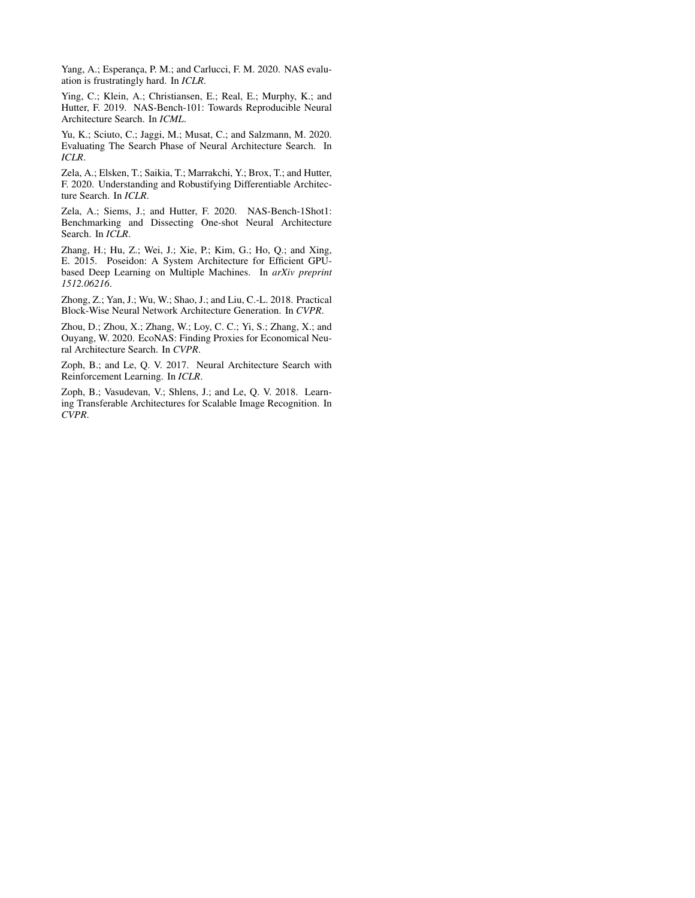Yang, A.; Esperança, P. M.; and Carlucci, F. M. 2020. NAS evaluation is frustratingly hard. In *ICLR*.

Ying, C.; Klein, A.; Christiansen, E.; Real, E.; Murphy, K.; and Hutter, F. 2019. NAS-Bench-101: Towards Reproducible Neural Architecture Search. In *ICML*.

Yu, K.; Sciuto, C.; Jaggi, M.; Musat, C.; and Salzmann, M. 2020. Evaluating The Search Phase of Neural Architecture Search. In *ICLR*.

Zela, A.; Elsken, T.; Saikia, T.; Marrakchi, Y.; Brox, T.; and Hutter, F. 2020. Understanding and Robustifying Differentiable Architecture Search. In *ICLR*.

Zela, A.; Siems, J.; and Hutter, F. 2020. NAS-Bench-1Shot1: Benchmarking and Dissecting One-shot Neural Architecture Search. In *ICLR*.

Zhang, H.; Hu, Z.; Wei, J.; Xie, P.; Kim, G.; Ho, Q.; and Xing, E. 2015. Poseidon: A System Architecture for Efficient GPU-based Deep Learning on Multiple Machines. In *arXiv preprint 1512.06216*.

Zhong, Z.; Yan, J.; Wu, W.; Shao, J.; and Liu, C.-L. 2018. Practical Block-Wise Neural Network Architecture Generation. In *CVPR*.

Zhou, D.; Zhou, X.; Zhang, W.; Loy, C. C.; Yi, S.; Zhang, X.; and Ouyang, W. 2020. EcoNAS: Finding Proxies for Economical Neural Architecture Search. In *CVPR*.

Zoph, B.; and Le, Q. V. 2017. Neural Architecture Search with Reinforcement Learning. In *ICLR*.

Zoph, B.; Vasudevan, V.; Shlens, J.; and Le, Q. V. 2018. Learning Transferable Architectures for Scalable Image Recognition. In *CVPR*.